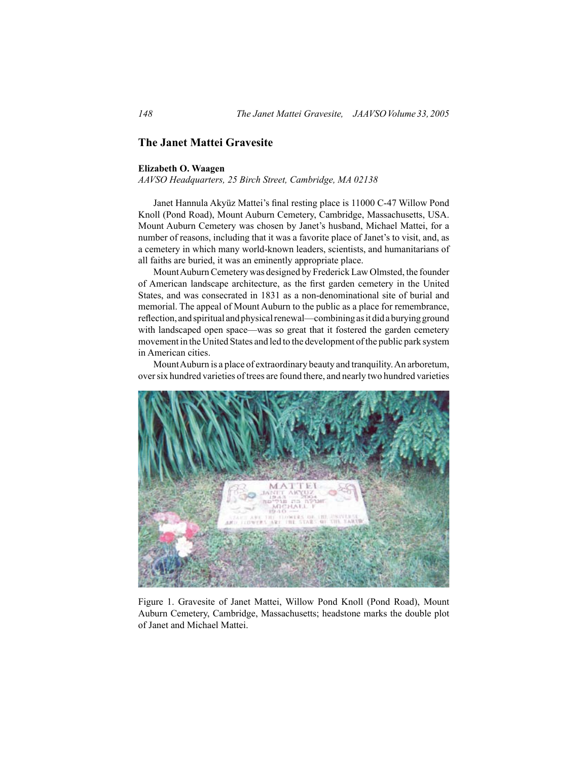# The Janet Mattei Gravesite

**Elizabeth O. Waagen**

*AAVSO Headquarters, 25 Birch Street, Cambridge, MA 02138*

Janet Hannula Akyüz Mattei's final resting place is 11000 C-47 Willow Pond Knoll (Pond Road), Mount Auburn Cemetery, Cambridge, Massachusetts, USA. Mount Auburn Cemetery was chosen by Janet's husband, Michael Mattei, for a number of reasons, including that it was a favorite place of Janet's to visit, and, as a cemetery in which many world-known leaders, scientists, and humanitarians of all faiths are buried, it was an eminently appropriate place.

Mount Auburn Cemetery was designed by Frederick Law Olmsted, the founder of American landscape architecture, as the first garden cemetery in the United States, and was consecrated in 1831 as a non-denominational site of burial and memorial. The appeal of Mount Auburn to the public as a place for remembrance, reflection, and spiritual and physical renewal—combining as it did a burying ground with landscaped open space—was so great that it fostered the garden cemetery movement in the United States and led to the development of the public park system in American cities.

Mount Auburn is a place of extraordinary beauty and tranquility. An arboretum, over six hundred varieties of trees are found there, and nearly two hundred varieties

Figure 1. Gravesite of Janet Mattei, Willow Pond Knoll (Pond Road), Mount Auburn Cemetery, Cambridge, Massachusetts; headstone marks the double plot of Janet and Michael Mattei.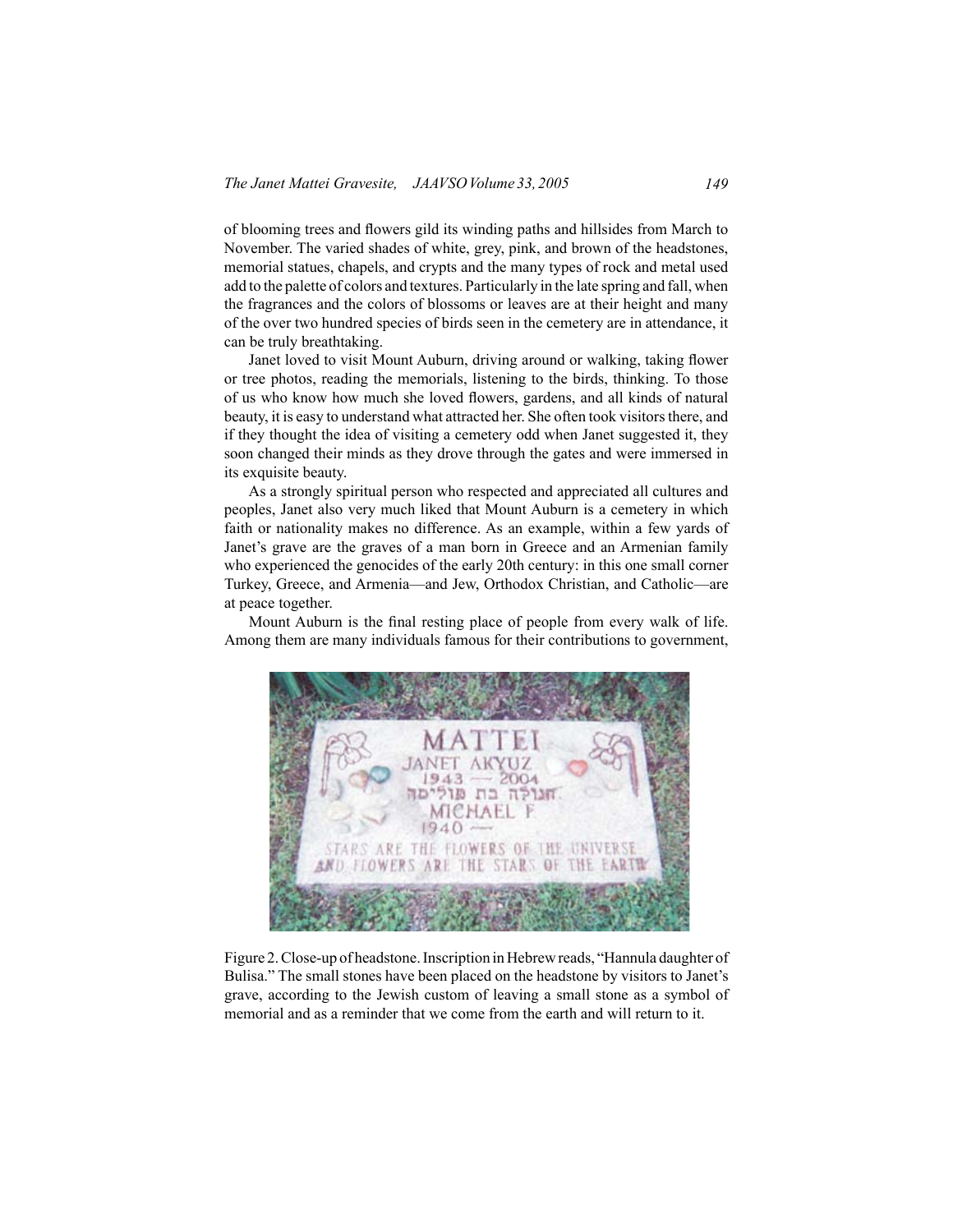of blooming trees and flowers gild its winding paths and hillsides from March to November. The varied shades of white, grey, pink, and brown of the headstones, memorial statues, chapels, and crypts and the many types of rock and metal used add to the palette of colors and textures. Particularly in the late spring and fall, when the fragrances and the colors of blossoms or leaves are at their height and many of the over two hundred species of birds seen in the cemetery are in attendance, it can be truly breathtaking.

Janet loved to visit Mount Auburn, driving around or walking, taking flower or tree photos, reading the memorials, listening to the birds, thinking. To those of us who know how much she loved flowers, gardens, and all kinds of natural beauty, it is easy to understand what attracted her. She often took visitors there, and if they thought the idea of visiting a cemetery odd when Janet suggested it, they soon changed their minds as they drove through the gates and were immersed in its exquisite beauty.

As a strongly spiritual person who respected and appreciated all cultures and peoples, Janet also very much liked that Mount Auburn is a cemetery in which faith or nationality makes no difference. As an example, within a few yards of Janet's grave are the graves of a man born in Greece and an Armenian family who experienced the genocides of the early 20th century: in this one small corner Turkey, Greece, and Armenia—and Jew, Orthodox Christian, and Catholic—are at peace together.

Mount Auburn is the final resting place of people from every walk of life. Among them are many individuals famous for their contributions to government,

Figure 2. Close-up of headstone. Inscription in Hebrew reads, "Hannula daughter of Bulisa." The small stones have been placed on the headstone by visitors to Janet's grave, according to the Jewish custom of leaving a small stone as a symbol of memorial and as a reminder that we come from the earth and will return to it.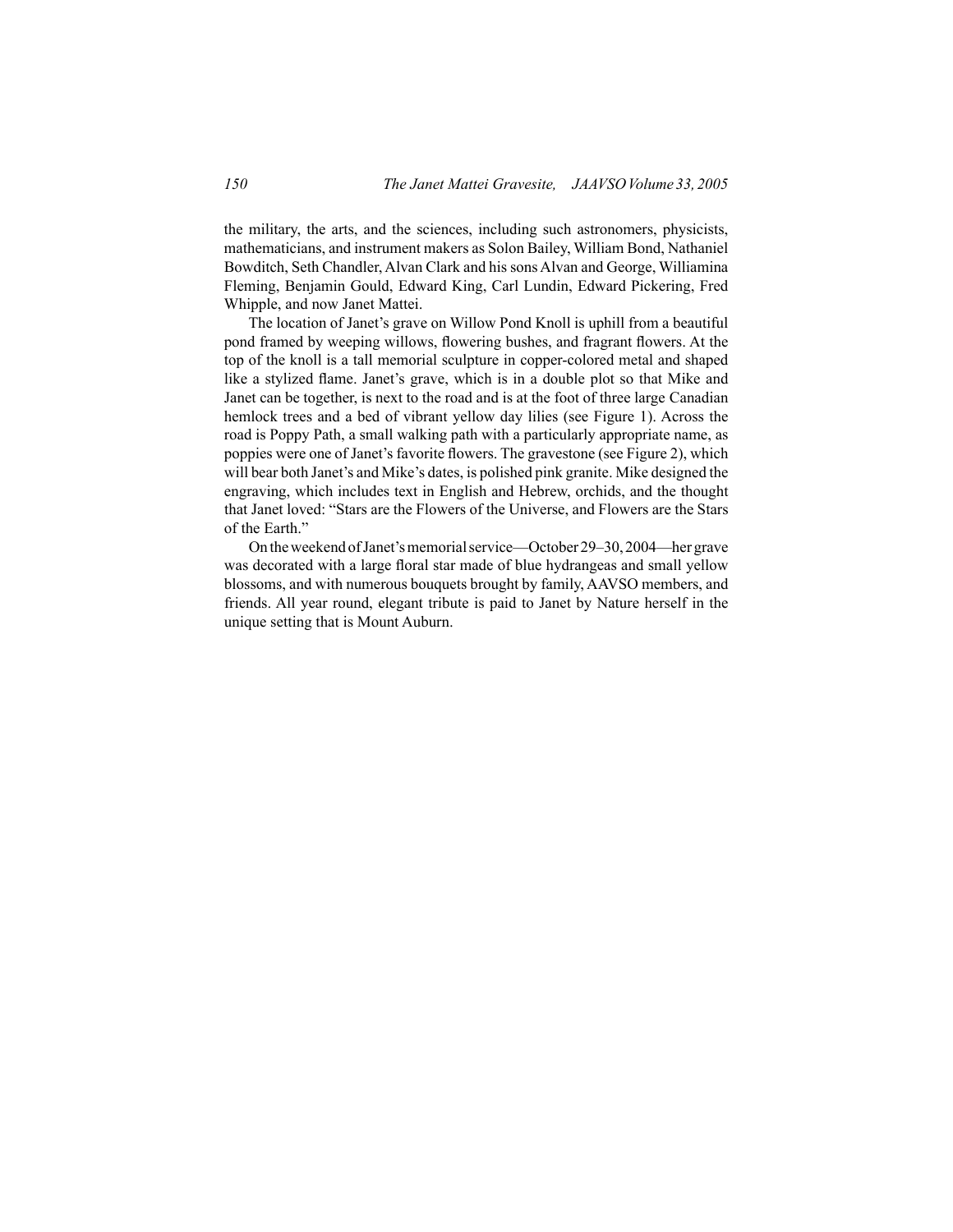the military, the arts, and the sciences, including such astronomers, physicists, mathematicians, and instrument makers as Solon Bailey, William Bond, Nathaniel Bowditch, Seth Chandler, Alvan Clark and his sons Alvan and George, Williamina Fleming, Benjamin Gould, Edward King, Carl Lundin, Edward Pickering, Fred Whipple, and now Janet Mattei.

The location of Janet's grave on Willow Pond Knoll is uphill from a beautiful pond framed by weeping willows, flowering bushes, and fragrant flowers. At the top of the knoll is a tall memorial sculpture in copper-colored metal and shaped like a stylized flame. Janet's grave, which is in a double plot so that Mike and Janet can be together, is next to the road and is at the foot of three large Canadian hemlock trees and a bed of vibrant yellow day lilies (see Figure 1). Across the road is Poppy Path, a small walking path with a particularly appropriate name, as poppies were one of Janet's favorite flowers. The gravestone (see Figure 2), which will bear both Janet's and Mike's dates, is polished pink granite. Mike designed the engraving, which includes text in English and Hebrew, orchids, and the thought that Janet loved: "Stars are the Flowers of the Universe, and Flowers are the Stars of the Earth."

On the weekend of Janet's memorial service—October 29–30, 2004—her grave was decorated with a large floral star made of blue hydrangeas and small yellow blossoms, and with numerous bouquets brought by family, AAVSO members, and friends. All year round, elegant tribute is paid to Janet by Nature herself in the unique setting that is Mount Auburn.